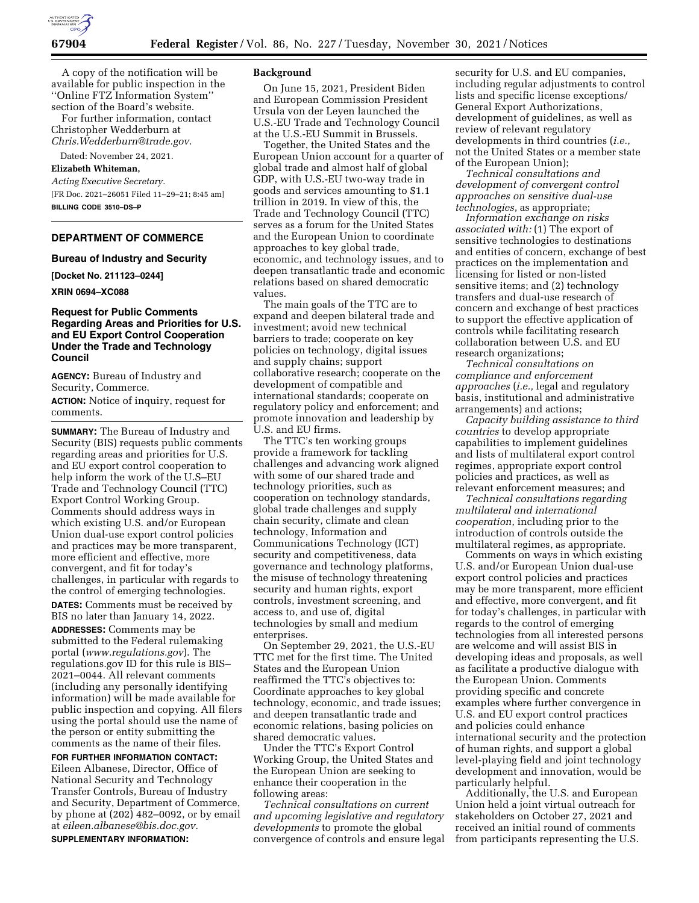A copy of the notification will be available for public inspection in the ''Online FTZ Information System'' section of the Board's website.

For further information, contact Christopher Wedderburn at *Chris.Wedderburn@trade.gov.*

Dated: November 24, 2021.

**Elizabeth Whiteman,**

*Acting Executive Secretary.*

[FR Doc. 2021–26051 Filed 11–29–21; 8:45 am]

**BILLING CODE 3510–DS–P**

## DEPARTMENT OF COMMERCE

### Bureau of Industry and Security

**[Docket No. 211123–0244]**

**XRIN 0694–XC088**

### Request for Public Comments Regarding Areas and Priorities for U.S. and EU Export Control Cooperation Under the Trade and Technology Council

**AGENCY:** Bureau of Industry and Security, Commerce.

**ACTION:** Notice of inquiry, request for comments.

**SUMMARY:** The Bureau of Industry and Security (BIS) requests public comments regarding areas and priorities for U.S. and EU export control cooperation to help inform the work of the U.S–EU Trade and Technology Council (TTC) Export Control Working Group. Comments should address ways in which existing U.S. and/or European Union dual-use export control policies and practices may be more transparent, more efficient and effective, more convergent, and fit for today's challenges, in particular with regards to the control of emerging technologies.

**DATES:** Comments must be received by BIS no later than January 14, 2022.

**ADDRESSES:** Comments may be submitted to the Federal rulemaking portal (*www.regulations.gov*). The regulations.gov ID for this rule is BIS–2021–0044. All relevant comments (including any personally identifying information) will be made available for public inspection and copying. All filers using the portal should use the name of the person or entity submitting the comments as the name of their files.

**FOR FURTHER INFORMATION CONTACT:** Eileen Albanese, Director, Office of National Security and Technology Transfer Controls, Bureau of Industry and Security, Department of Commerce, by phone at (202) 482–0092, or by email at *eileen.albanese@bis.doc.gov.*

**SUPPLEMENTARY INFORMATION:**

**Background**

On June 15, 2021, President Biden and European Commission President Ursula von der Leyen launched the U.S.-EU Trade and Technology Council at the U.S.-EU Summit in Brussels.

Together, the United States and the European Union account for a quarter of global trade and almost half of global GDP, with U.S.-EU two-way trade in goods and services amounting to $1.1 trillion in 2019. In view of this, the Trade and Technology Council (TTC) serves as a forum for the United States and the European Union to coordinate approaches to key global trade, economic, and technology issues, and to deepen transatlantic trade and economic relations based on shared democratic values.

The main goals of the TTC are to expand and deepen bilateral trade and investment; avoid new technical barriers to trade; cooperate on key policies on technology, digital issues and supply chains; support collaborative research; cooperate on the development of compatible and international standards; cooperate on regulatory policy and enforcement; and promote innovation and leadership by U.S. and EU firms.

The TTC's ten working groups provide a framework for tackling challenges and advancing work aligned with some of our shared trade and technology priorities, such as cooperation on technology standards, global trade challenges and supply chain security, climate and clean technology, Information and Communications Technology (ICT) security and competitiveness, data governance and technology platforms, the misuse of technology threatening security and human rights, export controls, investment screening, and access to, and use of, digital technologies by small and medium enterprises.

On September 29, 2021, the U.S.-EU TTC met for the first time. The United States and the European Union reaffirmed the TTC's objectives to: Coordinate approaches to key global technology, economic, and trade issues; and deepen transatlantic trade and economic relations, basing policies on shared democratic values.

Under the TTC's Export Control Working Group, the United States and the European Union are seeking to enhance their cooperation in the following areas:

*Technical consultations on current and upcoming legislative and regulatory developments* to promote the global convergence of controls and ensure legal security for U.S. and EU companies, including regular adjustments to control lists and specific license exceptions/General Export Authorizations, development of guidelines, as well as review of relevant regulatory developments in third countries (*i.e.,* not the United States or a member state of the European Union);

*Technical consultations and development of convergent control approaches on sensitive dual-use technologies*, as appropriate;

*Information exchange on risks associated with:* (1) The export of sensitive technologies to destinations and entities of concern, exchange of best practices on the implementation and licensing for listed or non-listed sensitive items; and (2) technology transfers and dual-use research of concern and exchange of best practices to support the effective application of controls while facilitating research collaboration between U.S. and EU research organizations;

*Technical consultations on compliance and enforcement approaches* (*i.e.,* legal and regulatory basis, institutional and administrative arrangements) and actions;

*Capacity building assistance to third countries* to develop appropriate capabilities to implement guidelines and lists of multilateral export control regimes, appropriate export control policies and practices, as well as relevant enforcement measures; and

*Technical consultations regarding multilateral and international cooperation*, including prior to the introduction of controls outside the multilateral regimes, as appropriate.

Comments on ways in which existing U.S. and/or European Union dual-use export control policies and practices may be more transparent, more efficient and effective, more convergent, and fit for today's challenges, in particular with regards to the control of emerging technologies from all interested persons are welcome and will assist BIS in developing ideas and proposals, as well as facilitate a productive dialogue with the European Union. Comments providing specific and concrete examples where further convergence in U.S. and EU export control practices and policies could enhance international security and the protection of human rights, and support a global level-playing field and joint technology development and innovation, would be particularly helpful.

Additionally, the U.S. and European Union held a joint virtual outreach for stakeholders on October 27, 2021 and received an initial round of comments from participants representing the U.S.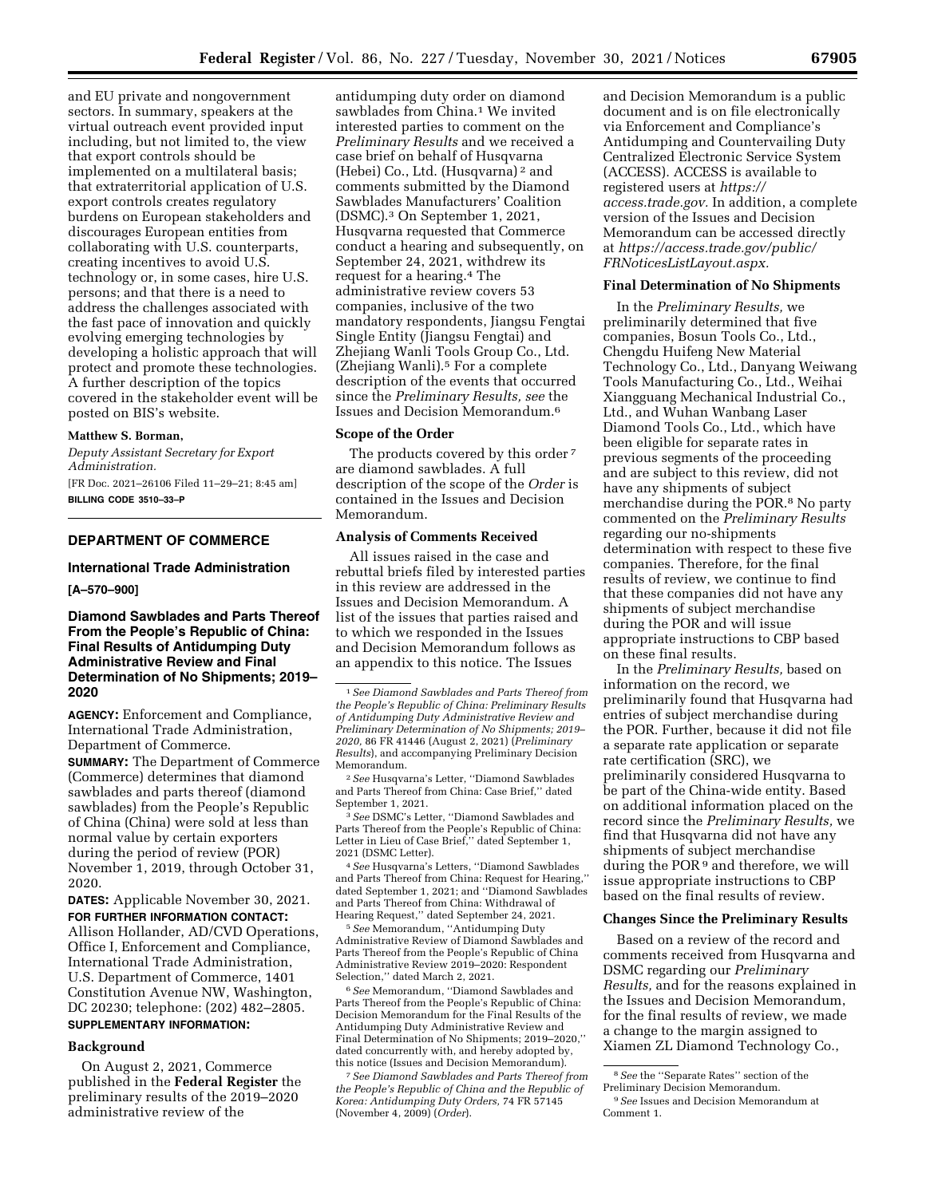and EU private and nongovernment sectors. In summary, speakers at the virtual outreach event provided input including, but not limited to, the view that export controls should be implemented on a multilateral basis; that extraterritorial application of U.S. export controls creates regulatory burdens on European stakeholders and discourages European entities from collaborating with U.S. counterparts, creating incentives to avoid U.S. technology or, in some cases, hire U.S. persons; and that there is a need to address the challenges associated with the fast pace of innovation and quickly evolving emerging technologies by developing a holistic approach that will protect and promote these technologies. A further description of the topics covered in the stakeholder event will be posted on BIS's website.

**Matthew S. Borman,**

*Deputy Assistant Secretary for Export Administration.*

[FR Doc. 2021–26106 Filed 11–29–21; 8:45 am]

**BILLING CODE 3510–33–P**

---

## DEPARTMENT OF COMMERCE

### International Trade Administration

**[A–570–900]**

### Diamond Sawblades and Parts Thereof From the People's Republic of China: Final Results of Antidumping Duty Administrative Review and Final Determination of No Shipments; 2019–2020

**AGENCY:** Enforcement and Compliance, International Trade Administration, Department of Commerce.

**SUMMARY:** The Department of Commerce (Commerce) determines that diamond sawblades and parts thereof (diamond sawblades) from the People's Republic of China (China) were sold at less than normal value by certain exporters during the period of review (POR) November 1, 2019, through October 31, 2020.

**DATES:** Applicable November 30, 2021.

**FOR FURTHER INFORMATION CONTACT:** Allison Hollander, AD/CVD Operations, Office I, Enforcement and Compliance, International Trade Administration, U.S. Department of Commerce, 1401 Constitution Avenue NW, Washington, DC 20230; telephone: (202) 482–2805.

**SUPPLEMENTARY INFORMATION:**

#### Background

On August 2, 2021, Commerce published in the **Federal Register** the preliminary results of the 2019–2020 administrative review of the antidumping duty order on diamond sawblades from China.[1] We invited interested parties to comment on the *Preliminary Results* and we received a case brief on behalf of Husqvarna (Hebei) Co., Ltd. (Husqvarna)[2] and comments submitted by the Diamond Sawblades Manufacturers' Coalition (DSMC).[3] On September 1, 2021, Husqvarna requested that Commerce conduct a hearing and subsequently, on September 24, 2021, withdrew its request for a hearing.[4] The administrative review covers 53 companies, inclusive of the two mandatory respondents, Jiangsu Fengtai Single Entity (Jiangsu Fengtai) and Zhejiang Wanli Tools Group Co., Ltd. (Zhejiang Wanli).[5] For a complete description of the events that occurred since the *Preliminary Results, see* the Issues and Decision Memorandum.[6]

#### Scope of the Order

The products covered by this order[7] are diamond sawblades. A full description of the scope of the *Order* is contained in the Issues and Decision Memorandum.

#### Analysis of Comments Received

All issues raised in the case and rebuttal briefs filed by interested parties in this review are addressed in the Issues and Decision Memorandum. A list of the issues that parties raised and to which we responded in the Issues and Decision Memorandum follows as an appendix to this notice. The Issues and Decision Memorandum is a public document and is on file electronically via Enforcement and Compliance's Antidumping and Countervailing Duty Centralized Electronic Service System (ACCESS). ACCESS is available to registered users at *https://access.trade.gov.* In addition, a complete version of the Issues and Decision Memorandum can be accessed directly at *https://access.trade.gov/public/FRNoticesListLayout.aspx.*

#### Final Determination of No Shipments

In the *Preliminary Results,* we preliminarily determined that five companies, Bosun Tools Co., Ltd., Chengdu Huifeng New Material Technology Co., Ltd., Danyang Weiwang Tools Manufacturing Co., Ltd., Weihai Xiangguang Mechanical Industrial Co., Ltd., and Wuhan Wanbang Laser Diamond Tools Co., Ltd., which have been eligible for separate rates in previous segments of the proceeding and are subject to this review, did not have any shipments of subject merchandise during the POR.[8] No party commented on the *Preliminary Results* regarding our no-shipments determination with respect to these five companies. Therefore, for the final results of review, we continue to find that these companies did not have any shipments of subject merchandise during the POR and will issue appropriate instructions to CBP based on these final results.

In the *Preliminary Results,* based on information on the record, we preliminarily found that Husqvarna had entries of subject merchandise during the POR. Further, because it did not file a separate rate application or separate rate certification (SRC), we preliminarily considered Husqvarna to be part of the China-wide entity. Based on additional information placed on the record since the *Preliminary Results,* we find that Husqvarna did not have any shipments of subject merchandise during the POR[9] and therefore, we will issue appropriate instructions to CBP based on the final results of review.

#### Changes Since the Preliminary Results

Based on a review of the record and comments received from Husqvarna and DSMC regarding our *Preliminary Results,* and for the reasons explained in the Issues and Decision Memorandum, for the final results of review, we made a change to the margin assigned to Xiamen ZL Diamond Technology Co.,

---

[1] *See Diamond Sawblades and Parts Thereof from the People's Republic of China: Preliminary Results of Antidumping Duty Administrative Review and Preliminary Determination of No Shipments; 2019–2020,* 86 FR 41446 (August 2, 2021) (*Preliminary Results*), and accompanying Preliminary Decision Memorandum.

[2] *See* Husqvarna's Letter, "Diamond Sawblades and Parts Thereof from China: Case Brief," dated September 1, 2021.

[3] *See* DSMC's Letter, "Diamond Sawblades and Parts Thereof from the People's Republic of China: Letter in Lieu of Case Brief," dated September 1, 2021 (DSMC Letter).

[4] *See* Husqvarna's Letters, "Diamond Sawblades and Parts Thereof from China: Request for Hearing," dated September 1, 2021; and "Diamond Sawblades and Parts Thereof from China: Withdrawal of Hearing Request," dated September 24, 2021.

[5] *See* Memorandum, "Antidumping Duty Administrative Review of Diamond Sawblades and Parts Thereof from the People's Republic of China Administrative Review 2019–2020: Respondent Selection," dated March 2, 2021.

[6] *See* Memorandum, "Diamond Sawblades and Parts Thereof from the People's Republic of China: Decision Memorandum for the Final Results of the Antidumping Duty Administrative Review and Final Determination of No Shipments; 2019–2020," dated concurrently with, and hereby adopted by, this notice (Issues and Decision Memorandum).

[7] *See Diamond Sawblades and Parts Thereof from the People's Republic of China and the Republic of Korea: Antidumping Duty Orders,* 74 FR 57145 (November 4, 2009) (*Order*).

[8] *See* the "Separate Rates" section of the Preliminary Decision Memorandum.

[9] *See* Issues and Decision Memorandum at Comment 1.